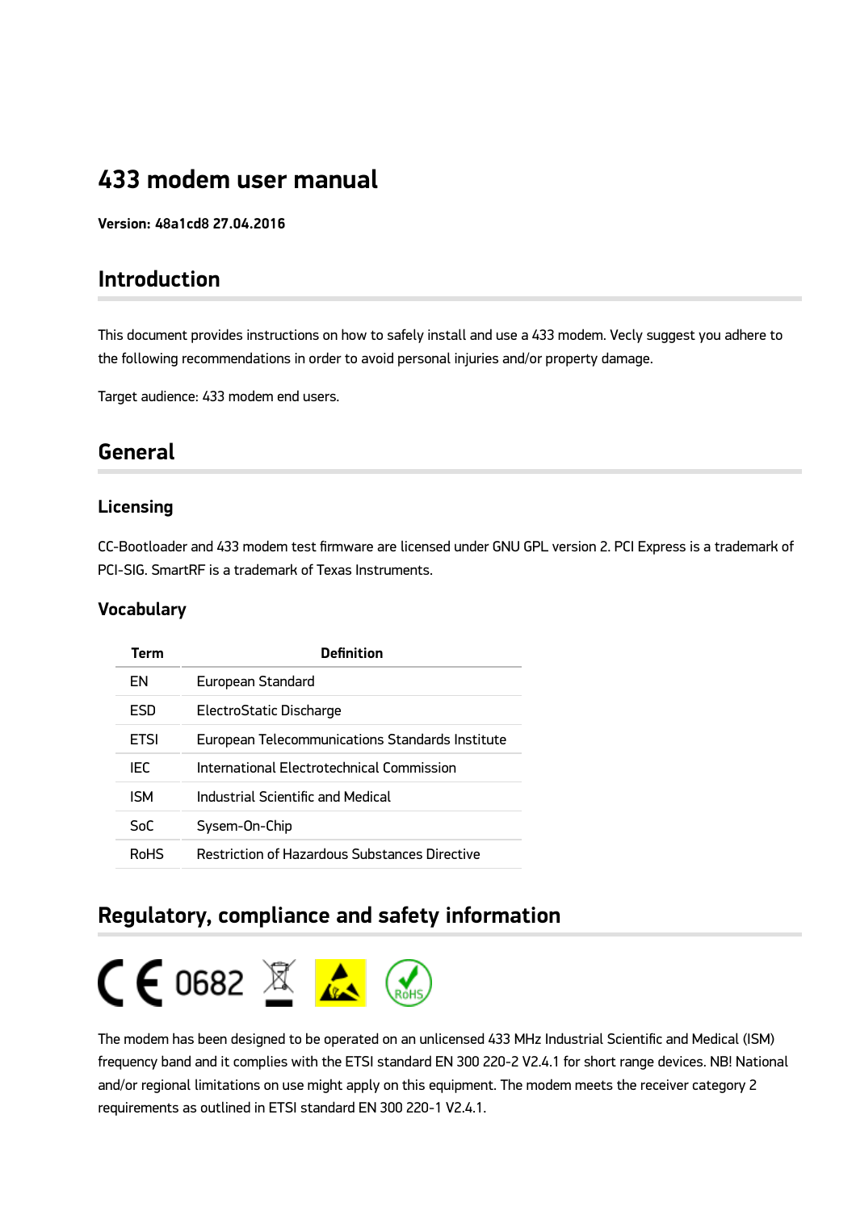# 433 modem user manual

**Version: 48a1cd8 27.04.2016**

## Introduction

This document provides instructions on how to safely install and use a 433 modem. Vecly suggest you adhere to the following recommendations in order to avoid personal injuries and/or property damage.

Target audience: 433 modem end users.

## General

### Licensing

CC-Bootloader and 433 modem test firmware are licensed under GNU GPL version 2. PCI Express is a trademark of PCI-SIG. SmartRF is a trademark of Texas Instruments.

### Vocabulary

| Term | Definition |
|---|---|
| EN | European Standard |
| ESD | ElectroStatic Discharge |
| ETSI | European Telecommunications Standards Institute |
| IEC | International Electrotechnical Commission |
| ISM | Industrial Scientific and Medical |
| SoC | Sysem-On-Chip |
| RoHS | Restriction of Hazardous Substances Directive |

## Regulatory, compliance and safety information

CE 0682

The modem has been designed to be operated on an unlicensed 433 MHz Industrial Scientific and Medical (ISM) frequency band and it complies with the ETSI standard EN 300 220-2 V2.4.1 for short range devices. NB! National and/or regional limitations on use might apply on this equipment. The modem meets the receiver category 2 requirements as outlined in ETSI standard EN 300 220-1 V2.4.1.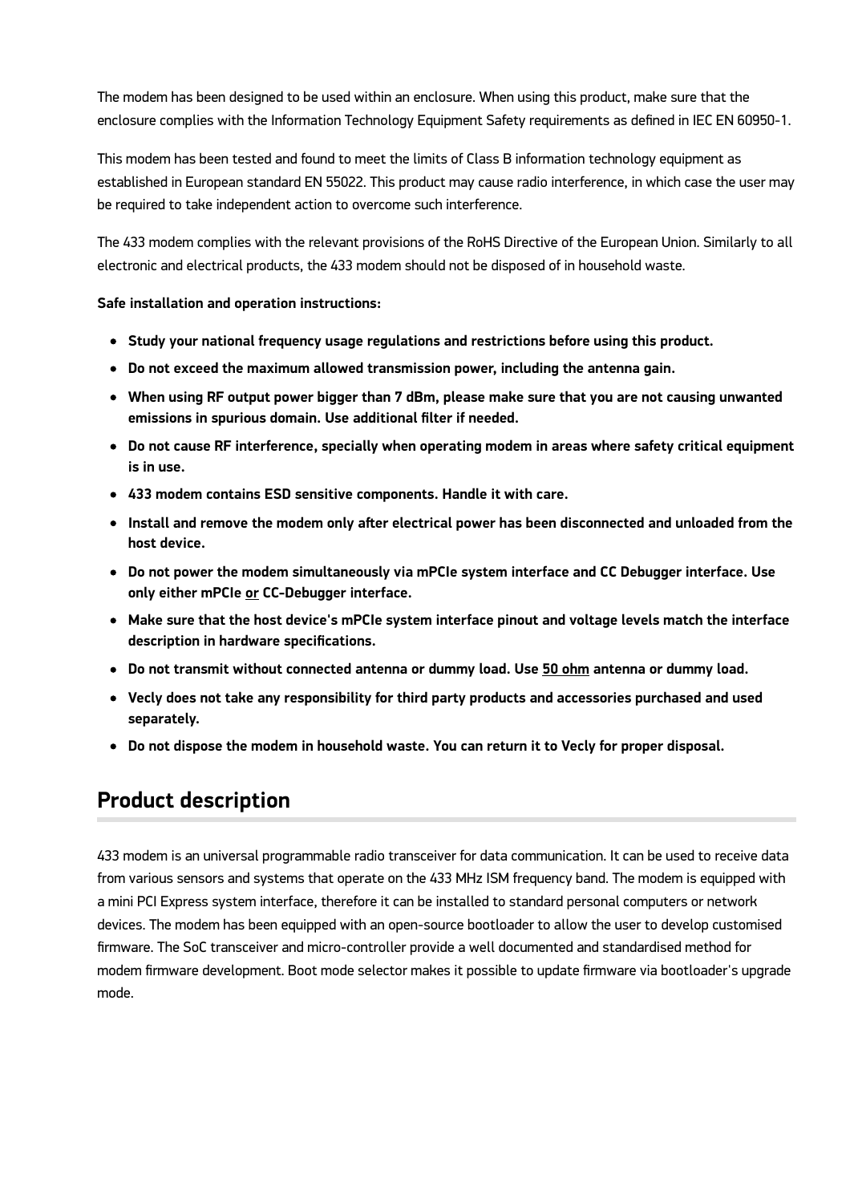The modem has been designed to be used within an enclosure. When using this product, make sure that the enclosure complies with the Information Technology Equipment Safety requirements as defined in IEC EN 60950-1.

This modem has been tested and found to meet the limits of Class B information technology equipment as established in European standard EN 55022. This product may cause radio interference, in which case the user may be required to take independent action to overcome such interference.

The 433 modem complies with the relevant provisions of the RoHS Directive of the European Union. Similarly to all electronic and electrical products, the 433 modem should not be disposed of in household waste.

**Safe installation and operation instructions:**

- **Study your national frequency usage regulations and restrictions before using this product.**
- **Do not exceed the maximum allowed transmission power, including the antenna gain.**
- **When using RF output power bigger than 7 dBm, please make sure that you are not causing unwanted emissions in spurious domain. Use additional filter if needed.**
- **Do not cause RF interference, specially when operating modem in areas where safety critical equipment is in use.**
- **433 modem contains ESD sensitive components. Handle it with care.**
- **Install and remove the modem only after electrical power has been disconnected and unloaded from the host device.**
- **Do not power the modem simultaneously via mPCIe system interface and CC Debugger interface. Use only either mPCIe or CC-Debugger interface.**
- **Make sure that the host device's mPCIe system interface pinout and voltage levels match the interface description in hardware specifications.**
- **Do not transmit without connected antenna or dummy load. Use 50 ohm antenna or dummy load.**
- **Vecly does not take any responsibility for third party products and accessories purchased and used separately.**
- **Do not dispose the modem in household waste. You can return it to Vecly for proper disposal.**

## Product description

433 modem is an universal programmable radio transceiver for data communication. It can be used to receive data from various sensors and systems that operate on the 433 MHz ISM frequency band. The modem is equipped with a mini PCI Express system interface, therefore it can be installed to standard personal computers or network devices. The modem has been equipped with an open-source bootloader to allow the user to develop customised firmware. The SoC transceiver and micro-controller provide a well documented and standardised method for modem firmware development. Boot mode selector makes it possible to update firmware via bootloader's upgrade mode.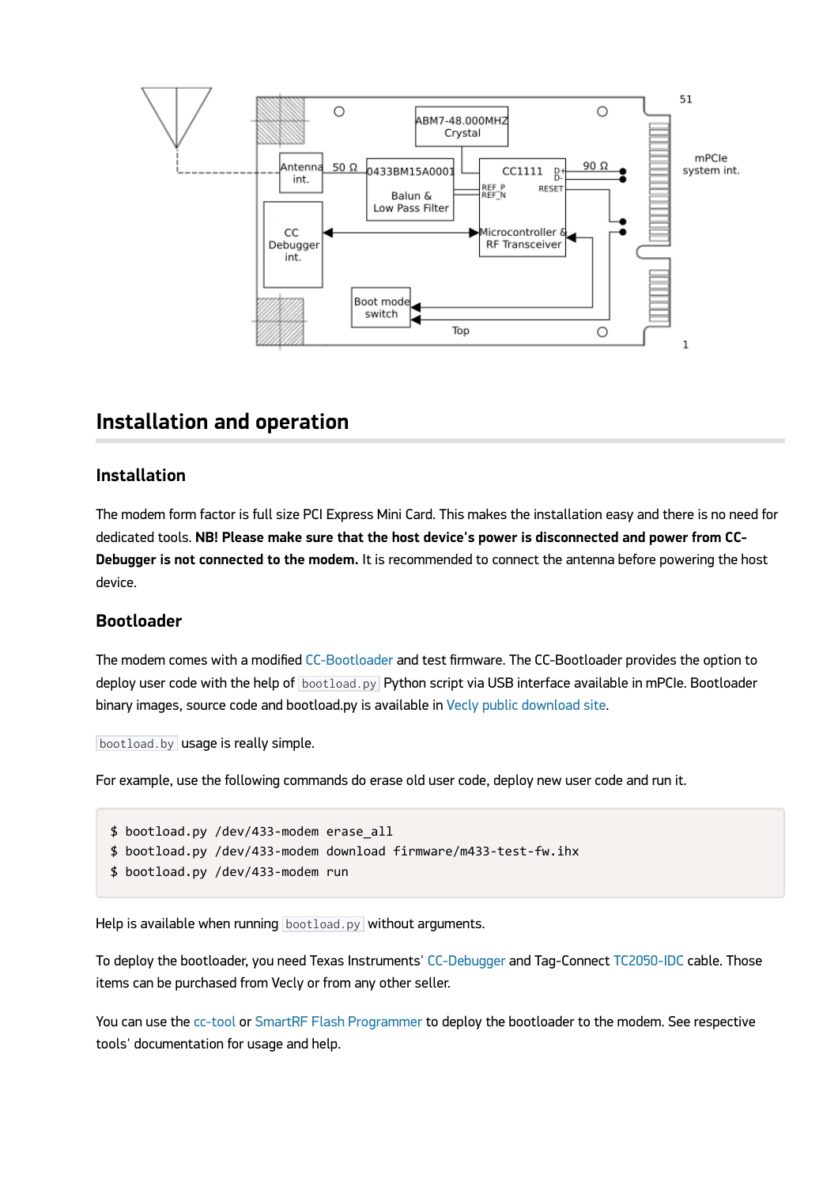## Installation and operation

### Installation

The modem form factor is full size PCI Express Mini Card. This makes the installation easy and there is no need for dedicated tools. **NB! Please make sure that the host device's power is disconnected and power from CC-Debugger is not connected to the modem.** It is recommended to connect the antenna before powering the host device.

### Bootloader

The modem comes with a modified CC-Bootloader and test firmware. The CC-Bootloader provides the option to deploy user code with the help of `bootload.py` Python script via USB interface available in mPCIe. Bootloader binary images, source code and bootload.py is available in Vecly public download site.

`bootload.by` usage is really simple.

For example, use the following commands do erase old user code, deploy new user code and run it.

```
$ bootload.py /dev/433-modem erase_all
$ bootload.py /dev/433-modem download firmware/m433-test-fw.ihx
$ bootload.py /dev/433-modem run
```

Help is available when running `bootload.py` without arguments.

To deploy the bootloader, you need Texas Instruments' CC-Debugger and Tag-Connect TC2050-IDC cable. Those items can be purchased from Vecly or from any other seller.

You can use the cc-tool or SmartRF Flash Programmer to deploy the bootloader to the modem. See respective tools' documentation for usage and help.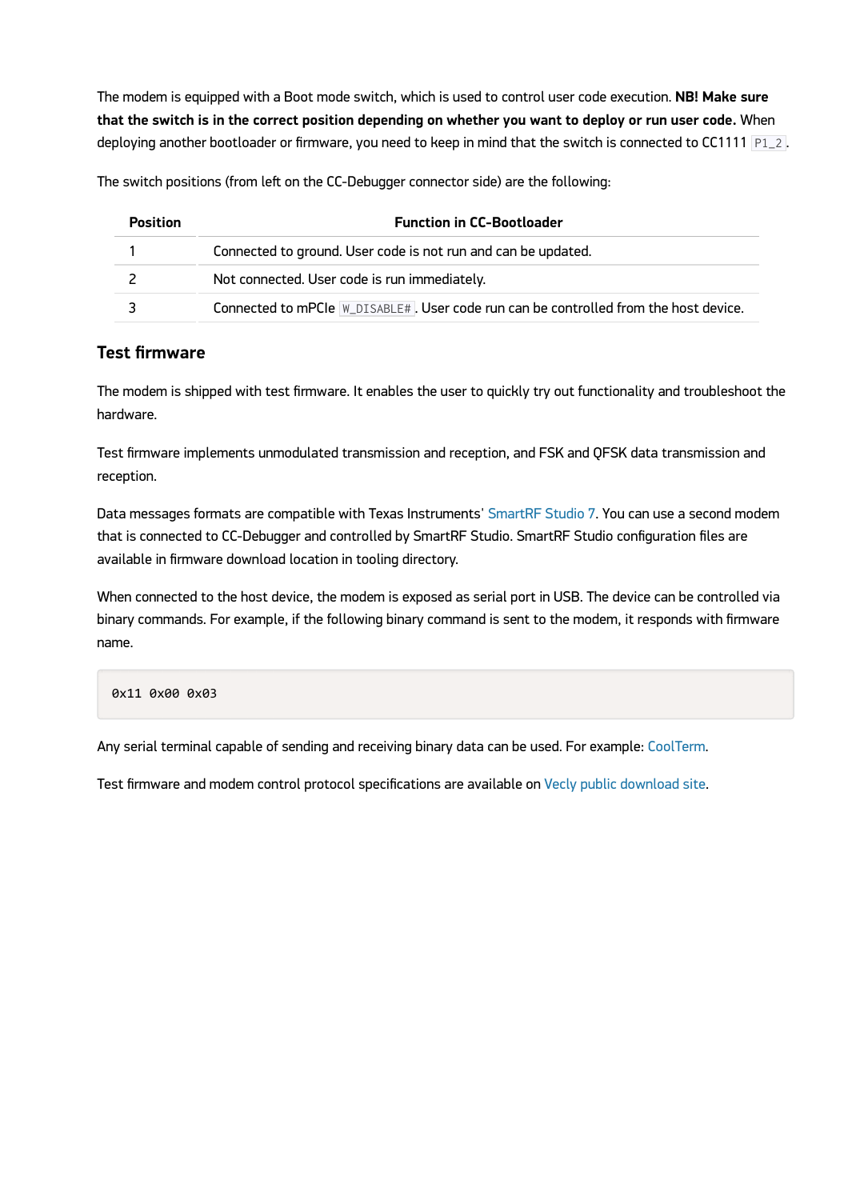The modem is equipped with a Boot mode switch, which is used to control user code execution. **NB! Make sure that the switch is in the correct position depending on whether you want to deploy or run user code.** When deploying another bootloader or firmware, you need to keep in mind that the switch is connected to CC1111 `P1_2`.

The switch positions (from left on the CC-Debugger connector side) are the following:

| Position | Function in CC-Bootloader |
| --- | --- |
| 1 | Connected to ground. User code is not run and can be updated. |
| 2 | Not connected. User code is run immediately. |
| 3 | Connected to mPCIe `W_DISABLE#`. User code run can be controlled from the host device. |

## Test firmware

The modem is shipped with test firmware. It enables the user to quickly try out functionality and troubleshoot the hardware.

Test firmware implements unmodulated transmission and reception, and FSK and QFSK data transmission and reception.

Data messages formats are compatible with Texas Instruments' SmartRF Studio 7. You can use a second modem that is connected to CC-Debugger and controlled by SmartRF Studio. SmartRF Studio configuration files are available in firmware download location in tooling directory.

When connected to the host device, the modem is exposed as serial port in USB. The device can be controlled via binary commands. For example, if the following binary command is sent to the modem, it responds with firmware name.

```
0x11 0x00 0x03
```

Any serial terminal capable of sending and receiving binary data can be used. For example: CoolTerm.

Test firmware and modem control protocol specifications are available on Vecly public download site.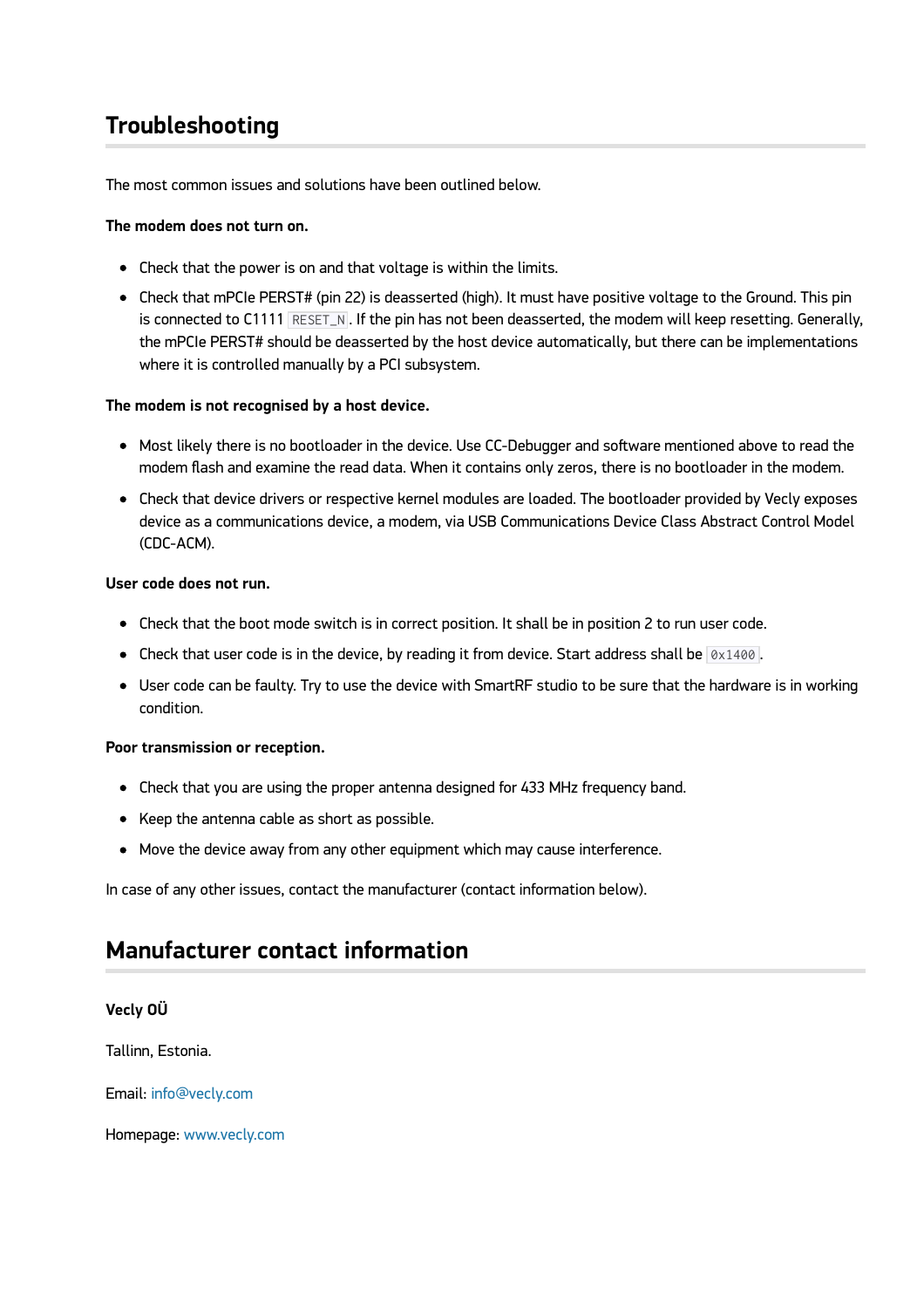## Troubleshooting

The most common issues and solutions have been outlined below.

**The modem does not turn on.**

- Check that the power is on and that voltage is within the limits.
- Check that mPCIe PERST# (pin 22) is deasserted (high). It must have positive voltage to the Ground. This pin is connected to C1111 `RESET_N`. If the pin has not been deasserted, the modem will keep resetting. Generally, the mPCIe PERST# should be deasserted by the host device automatically, but there can be implementations where it is controlled manually by a PCI subsystem.

**The modem is not recognised by a host device.**

- Most likely there is no bootloader in the device. Use CC-Debugger and software mentioned above to read the modem flash and examine the read data. When it contains only zeros, there is no bootloader in the modem.
- Check that device drivers or respective kernel modules are loaded. The bootloader provided by Vecly exposes device as a communications device, a modem, via USB Communications Device Class Abstract Control Model (CDC-ACM).

**User code does not run.**

- Check that the boot mode switch is in correct position. It shall be in position 2 to run user code.
- Check that user code is in the device, by reading it from device. Start address shall be `0x1400`.
- User code can be faulty. Try to use the device with SmartRF studio to be sure that the hardware is in working condition.

**Poor transmission or reception.**

- Check that you are using the proper antenna designed for 433 MHz frequency band.
- Keep the antenna cable as short as possible.
- Move the device away from any other equipment which may cause interference.

In case of any other issues, contact the manufacturer (contact information below).

## Manufacturer contact information

**Vecly OÜ**

Tallinn, Estonia.

Email: info@vecly.com

Homepage: www.vecly.com